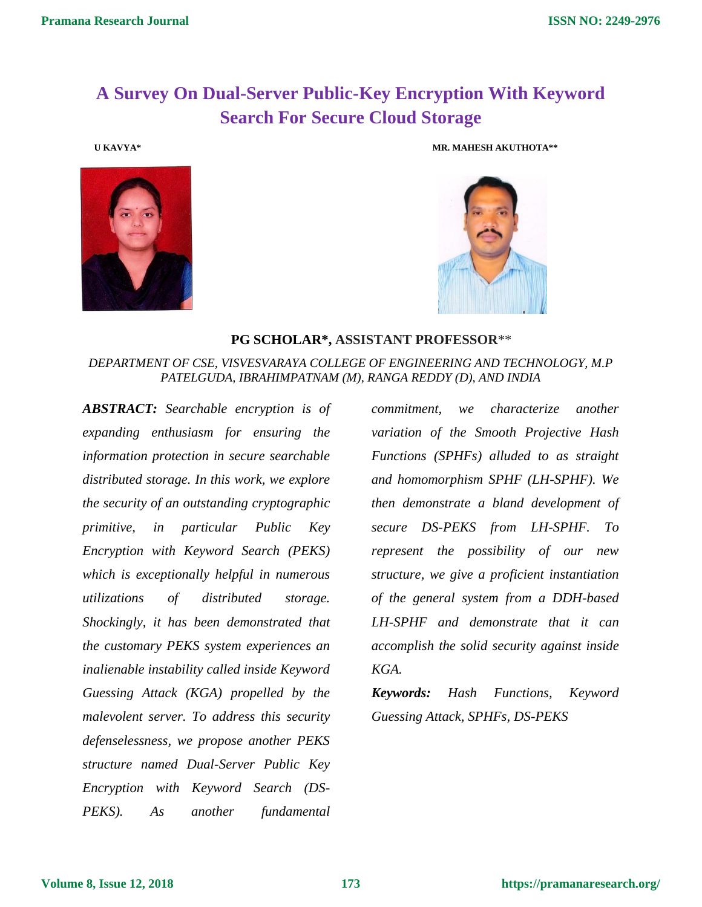# A Survey On Dual-Server Public-Key Encryption With Keyword Search For Secure Cloud Storage

**U KAVYA***

**MR. MAHESH AKUTHOTA****

**PG SCHOLAR*, ASSISTANT PROFESSOR****

*DEPARTMENT OF CSE, VISVESVARAYA COLLEGE OF ENGINEERING AND TECHNOLOGY, M.P PATELGUDA, IBRAHIMPATNAM (M), RANGA REDDY (D), AND INDIA*

***ABSTRACT:*** *Searchable encryption is of expanding enthusiasm for ensuring the information protection in secure searchable distributed storage. In this work, we explore the security of an outstanding cryptographic primitive, in particular Public Key Encryption with Keyword Search (PEKS) which is exceptionally helpful in numerous utilizations of distributed storage. Shockingly, it has been demonstrated that the customary PEKS system experiences an inalienable instability called inside Keyword Guessing Attack (KGA) propelled by the malevolent server. To address this security defenselessness, we propose another PEKS structure named Dual-Server Public Key Encryption with Keyword Search (DS-PEKS). As another fundamental commitment, we characterize another variation of the Smooth Projective Hash Functions (SPHFs) alluded to as straight and homomorphism SPHF (LH-SPHF). We then demonstrate a bland development of secure DS-PEKS from LH-SPHF. To represent the possibility of our new structure, we give a proficient instantiation of the general system from a DDH-based LH-SPHF and demonstrate that it can accomplish the solid security against inside KGA.*

***Keywords:*** *Hash Functions, Keyword Guessing Attack, SPHFs, DS-PEKS*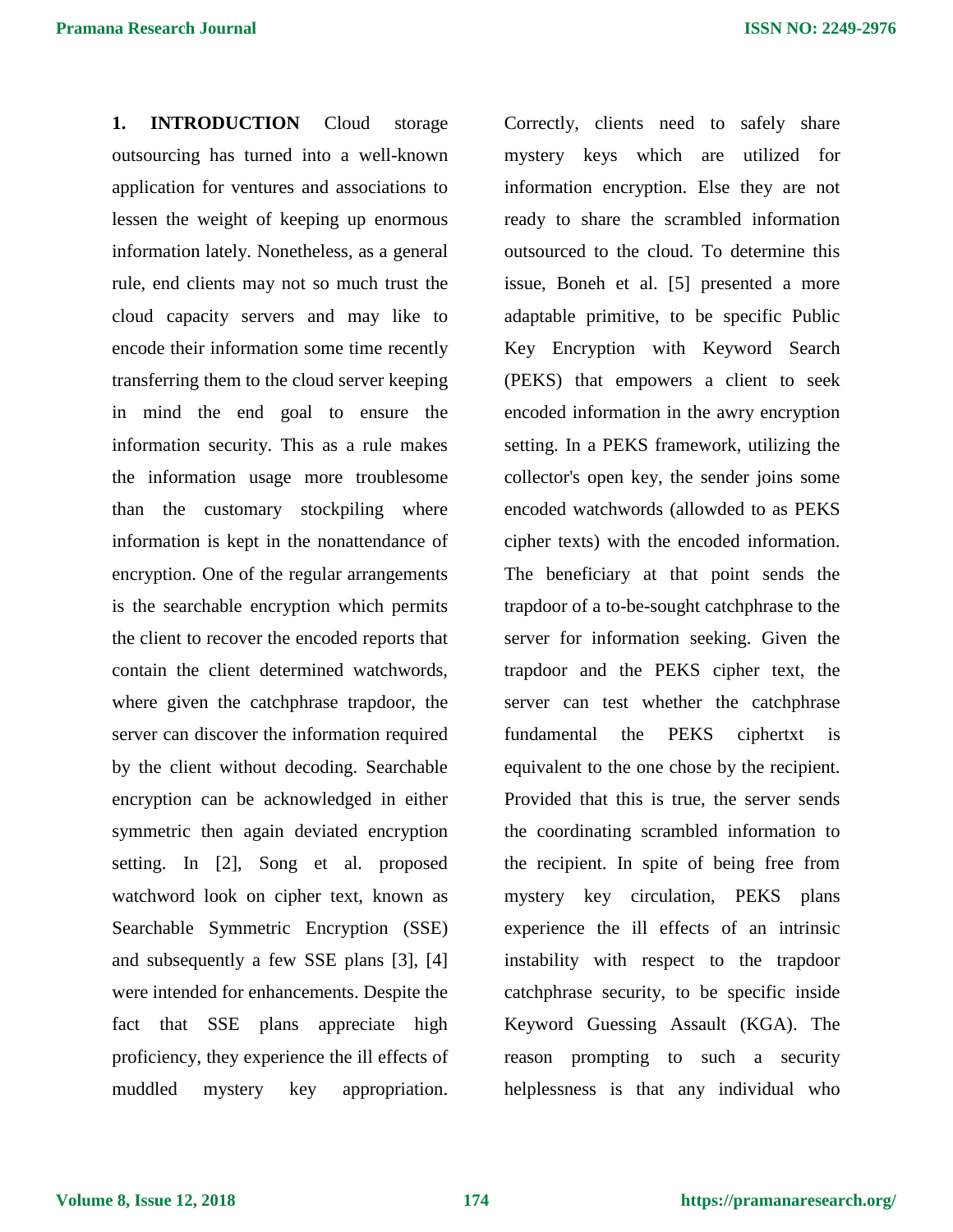## 1. INTRODUCTION

Cloud storage outsourcing has turned into a well-known application for ventures and associations to lessen the weight of keeping up enormous information lately. Nonetheless, as a general rule, end clients may not so much trust the cloud capacity servers and may like to encode their information some time recently transferring them to the cloud server keeping in mind the end goal to ensure the information security. This as a rule makes the information usage more troublesome than the customary stockpiling where information is kept in the nonattendance of encryption. One of the regular arrangements is the searchable encryption which permits the client to recover the encoded reports that contain the client determined watchwords, where given the catchphrase trapdoor, the server can discover the information required by the client without decoding. Searchable encryption can be acknowledged in either symmetric then again deviated encryption setting. In [2], Song et al. proposed watchword look on cipher text, known as Searchable Symmetric Encryption (SSE) and subsequently a few SSE plans [3], [4] were intended for enhancements. Despite the fact that SSE plans appreciate high proficiency, they experience the ill effects of muddled mystery key appropriation. Correctly, clients need to safely share mystery keys which are utilized for information encryption. Else they are not ready to share the scrambled information outsourced to the cloud. To determine this issue, Boneh et al. [5] presented a more adaptable primitive, to be specific Public Key Encryption with Keyword Search (PEKS) that empowers a client to seek encoded information in the awry encryption setting. In a PEKS framework, utilizing the collector's open key, the sender joins some encoded watchwords (allowded to as PEKS cipher texts) with the encoded information. The beneficiary at that point sends the trapdoor of a to-be-sought catchphrase to the server for information seeking. Given the trapdoor and the PEKS cipher text, the server can test whether the catchphrase fundamental the PEKS ciphertxt is equivalent to the one chose by the recipient. Provided that this is true, the server sends the coordinating scrambled information to the recipient. In spite of being free from mystery key circulation, PEKS plans experience the ill effects of an intrinsic instability with respect to the trapdoor catchphrase security, to be specific inside Keyword Guessing Assault (KGA). The reason prompting to such a security helplessness is that any individual who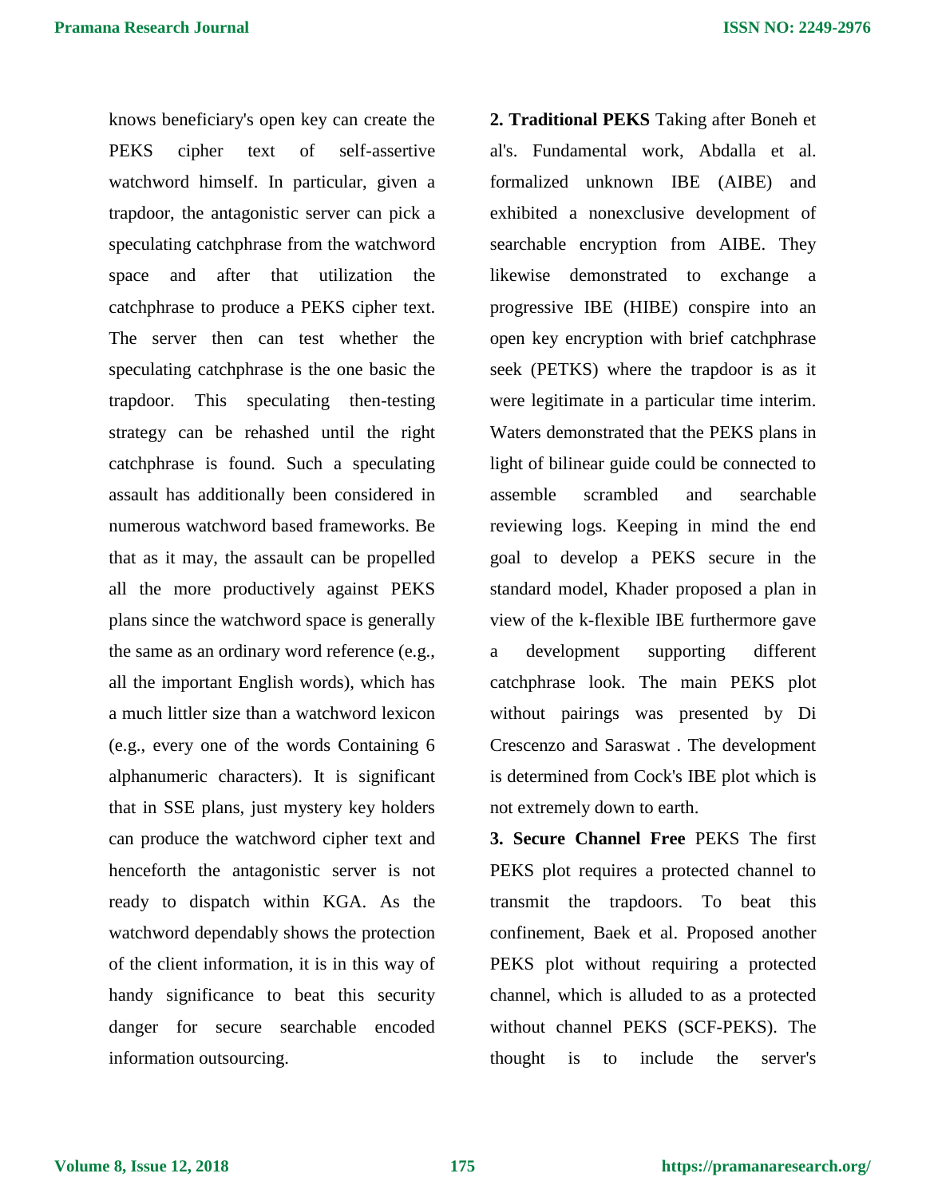knows beneficiary's open key can create the PEKS cipher text of self-assertive watchword himself. In particular, given a trapdoor, the antagonistic server can pick a speculating catchphrase from the watchword space and after that utilization the catchphrase to produce a PEKS cipher text. The server then can test whether the speculating catchphrase is the one basic the trapdoor. This speculating then-testing strategy can be rehashed until the right catchphrase is found. Such a speculating assault has additionally been considered in numerous watchword based frameworks. Be that as it may, the assault can be propelled all the more productively against PEKS plans since the watchword space is generally the same as an ordinary word reference (e.g., all the important English words), which has a much littler size than a watchword lexicon (e.g., every one of the words Containing 6 alphanumeric characters). It is significant that in SSE plans, just mystery key holders can produce the watchword cipher text and henceforth the antagonistic server is not ready to dispatch within KGA. As the watchword dependably shows the protection of the client information, it is in this way of handy significance to beat this security danger for secure searchable encoded information outsourcing.

**2. Traditional PEKS** Taking after Boneh et al's. Fundamental work, Abdalla et al. formalized unknown IBE (AIBE) and exhibited a nonexclusive development of searchable encryption from AIBE. They likewise demonstrated to exchange a progressive IBE (HIBE) conspire into an open key encryption with brief catchphrase seek (PETKS) where the trapdoor is as it were legitimate in a particular time interim. Waters demonstrated that the PEKS plans in light of bilinear guide could be connected to assemble scrambled and searchable reviewing logs. Keeping in mind the end goal to develop a PEKS secure in the standard model, Khader proposed a plan in view of the k-flexible IBE furthermore gave a development supporting different catchphrase look. The main PEKS plot without pairings was presented by Di Crescenzo and Saraswat . The development is determined from Cock's IBE plot which is not extremely down to earth.

**3. Secure Channel Free** PEKS The first PEKS plot requires a protected channel to transmit the trapdoors. To beat this confinement, Baek et al. Proposed another PEKS plot without requiring a protected channel, which is alluded to as a protected without channel PEKS (SCF-PEKS). The thought is to include the server's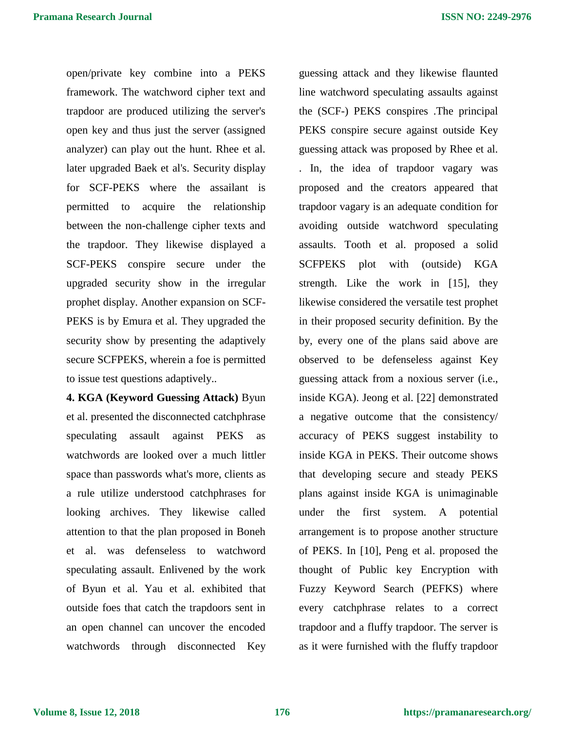open/private key combine into a PEKS framework. The watchword cipher text and trapdoor are produced utilizing the server's open key and thus just the server (assigned analyzer) can play out the hunt. Rhee et al. later upgraded Baek et al's. Security display for SCF-PEKS where the assailant is permitted to acquire the relationship between the non-challenge cipher texts and the trapdoor. They likewise displayed a SCF-PEKS conspire secure under the upgraded security show in the irregular prophet display. Another expansion on SCF-PEKS is by Emura et al. They upgraded the security show by presenting the adaptively secure SCFPEKS, wherein a foe is permitted to issue test questions adaptively..

**4. KGA (Keyword Guessing Attack)** Byun et al. presented the disconnected catchphrase speculating assault against PEKS as watchwords are looked over a much littler space than passwords what's more, clients as a rule utilize understood catchphrases for looking archives. They likewise called attention to that the plan proposed in Boneh et al. was defenseless to watchword speculating assault. Enlivened by the work of Byun et al. Yau et al. exhibited that outside foes that catch the trapdoors sent in an open channel can uncover the encoded watchwords through disconnected Key guessing attack and they likewise flaunted line watchword speculating assaults against the (SCF-) PEKS conspires .The principal PEKS conspire secure against outside Key guessing attack was proposed by Rhee et al. . In, the idea of trapdoor vagary was proposed and the creators appeared that trapdoor vagary is an adequate condition for avoiding outside watchword speculating assaults. Tooth et al. proposed a solid SCFPEKS plot with (outside) KGA strength. Like the work in [15], they likewise considered the versatile test prophet in their proposed security definition. By the by, every one of the plans said above are observed to be defenseless against Key guessing attack from a noxious server (i.e., inside KGA). Jeong et al. [22] demonstrated a negative outcome that the consistency/ accuracy of PEKS suggest instability to inside KGA in PEKS. Their outcome shows that developing secure and steady PEKS plans against inside KGA is unimaginable under the first system. A potential arrangement is to propose another structure of PEKS. In [10], Peng et al. proposed the thought of Public key Encryption with Fuzzy Keyword Search (PEFKS) where every catchphrase relates to a correct trapdoor and a fluffy trapdoor. The server is as it were furnished with the fluffy trapdoor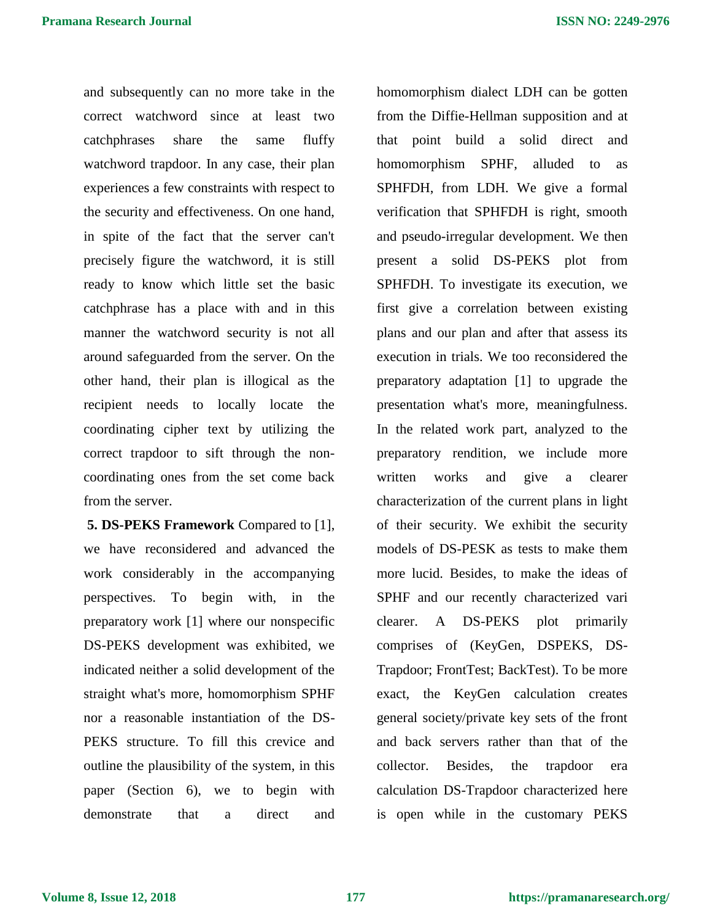and subsequently can no more take in the correct watchword since at least two catchphrases share the same fluffy watchword trapdoor. In any case, their plan experiences a few constraints with respect to the security and effectiveness. On one hand, in spite of the fact that the server can't precisely figure the watchword, it is still ready to know which little set the basic catchphrase has a place with and in this manner the watchword security is not all around safeguarded from the server. On the other hand, their plan is illogical as the recipient needs to locally locate the coordinating cipher text by utilizing the correct trapdoor to sift through the non-coordinating ones from the set come back from the server.

**5. DS-PEKS Framework** Compared to [1], we have reconsidered and advanced the work considerably in the accompanying perspectives. To begin with, in the preparatory work [1] where our nonspecific DS-PEKS development was exhibited, we indicated neither a solid development of the straight what's more, homomorphism SPHF nor a reasonable instantiation of the DS-PEKS structure. To fill this crevice and outline the plausibility of the system, in this paper (Section 6), we to begin with demonstrate that a direct and homomorphism dialect LDH can be gotten from the Diffie-Hellman supposition and at that point build a solid direct and homomorphism SPHF, alluded to as SPHFDH, from LDH. We give a formal verification that SPHFDH is right, smooth and pseudo-irregular development. We then present a solid DS-PEKS plot from SPHFDH. To investigate its execution, we first give a correlation between existing plans and our plan and after that assess its execution in trials. We too reconsidered the preparatory adaptation [1] to upgrade the presentation what's more, meaningfulness. In the related work part, analyzed to the preparatory rendition, we include more written works and give a clearer characterization of the current plans in light of their security. We exhibit the security models of DS-PESK as tests to make them more lucid. Besides, to make the ideas of SPHF and our recently characterized vari clearer. A DS-PEKS plot primarily comprises of (KeyGen, DSPEKS, DS-Trapdoor; FrontTest; BackTest). To be more exact, the KeyGen calculation creates general society/private key sets of the front and back servers rather than that of the collector. Besides, the trapdoor era calculation DS-Trapdoor characterized here is open while in the customary PEKS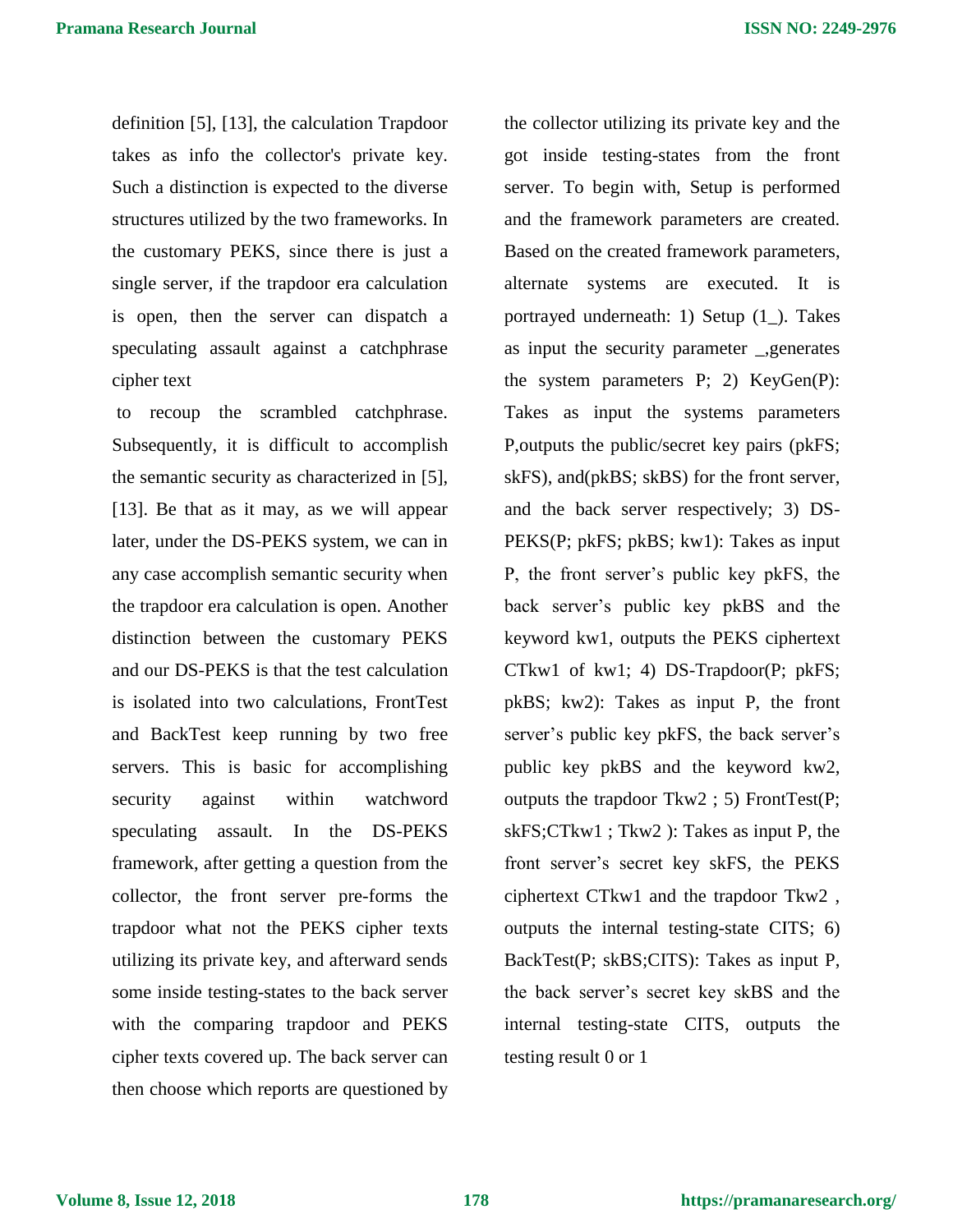definition [5], [13], the calculation Trapdoor takes as info the collector's private key. Such a distinction is expected to the diverse structures utilized by the two frameworks. In the customary PEKS, since there is just a single server, if the trapdoor era calculation is open, then the server can dispatch a speculating assault against a catchphrase cipher text

to recoup the scrambled catchphrase. Subsequently, it is difficult to accomplish the semantic security as characterized in [5], [13]. Be that as it may, as we will appear later, under the DS-PEKS system, we can in any case accomplish semantic security when the trapdoor era calculation is open. Another distinction between the customary PEKS and our DS-PEKS is that the test calculation is isolated into two calculations, FrontTest and BackTest keep running by two free servers. This is basic for accomplishing security against within watchword speculating assault. In the DS-PEKS framework, after getting a question from the collector, the front server pre-forms the trapdoor what not the PEKS cipher texts utilizing its private key, and afterward sends some inside testing-states to the back server with the comparing trapdoor and PEKS cipher texts covered up. The back server can then choose which reports are questioned by the collector utilizing its private key and the got inside testing-states from the front server. To begin with, Setup is performed and the framework parameters are created. Based on the created framework parameters, alternate systems are executed. It is portrayed underneath: 1) Setup (1_). Takes as input the security parameter _,generates the system parameters P; 2) KeyGen(P): Takes as input the systems parameters P,outputs the public/secret key pairs (pkFS; skFS), and(pkBS; skBS) for the front server, and the back server respectively; 3) DS-PEKS(P; pkFS; pkBS; kw1): Takes as input P, the front server's public key pkFS, the back server's public key pkBS and the keyword kw1, outputs the PEKS ciphertext CTkw1 of kw1; 4) DS-Trapdoor(P; pkFS; pkBS; kw2): Takes as input P, the front server's public key pkFS, the back server's public key pkBS and the keyword kw2, outputs the trapdoor Tkw2 ; 5) FrontTest(P; skFS;CTkw1 ; Tkw2 ): Takes as input P, the front server's secret key skFS, the PEKS ciphertext CTkw1 and the trapdoor Tkw2 , outputs the internal testing-state CITS; 6) BackTest(P; skBS;CITS): Takes as input P, the back server's secret key skBS and the internal testing-state CITS, outputs the testing result 0 or 1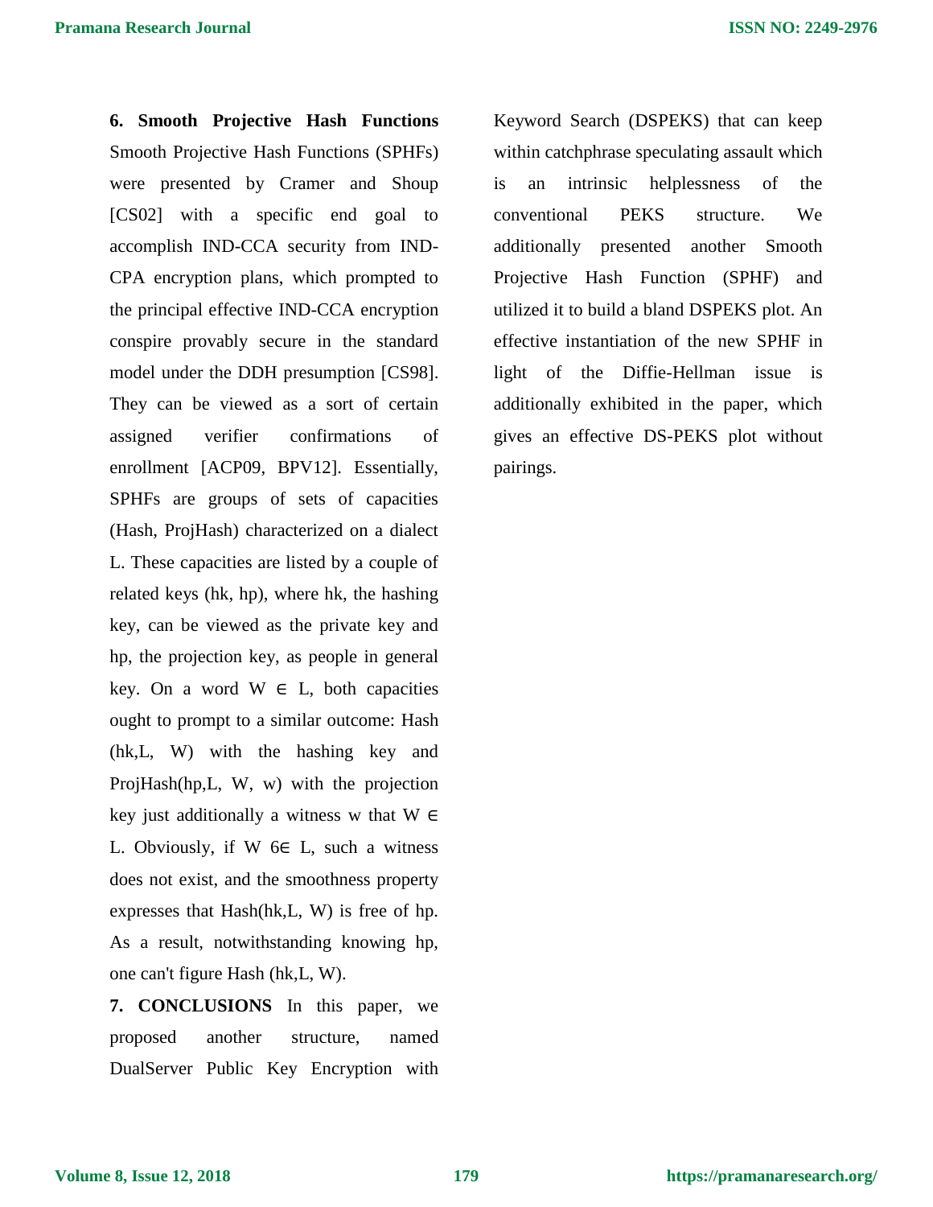## 6. Smooth Projective Hash Functions

Smooth Projective Hash Functions (SPHFs) were presented by Cramer and Shoup [CS02] with a specific end goal to accomplish IND-CCA security from IND-CPA encryption plans, which prompted to the principal effective IND-CCA encryption conspire provably secure in the standard model under the DDH presumption [CS98]. They can be viewed as a sort of certain assigned verifier confirmations of enrollment [ACP09, BPV12]. Essentially, SPHFs are groups of sets of capacities (Hash, ProjHash) characterized on a dialect L. These capacities are listed by a couple of related keys (hk, hp), where hk, the hashing key, can be viewed as the private key and hp, the projection key, as people in general key. On a word $W \in L$, both capacities ought to prompt to a similar outcome: Hash (hk,L, W) with the hashing key and ProjHash(hp,L, W, w) with the projection key just additionally a witness w that $W \in L$. Obviously, if W 6∈ L, such a witness does not exist, and the smoothness property expresses that Hash(hk,L, W) is free of hp. As a result, notwithstanding knowing hp, one can't figure Hash (hk,L, W).

## 7. CONCLUSIONS

In this paper, we proposed another structure, named DualServer Public Key Encryption with Keyword Search (DSPEKS) that can keep within catchphrase speculating assault which is an intrinsic helplessness of the conventional PEKS structure. We additionally presented another Smooth Projective Hash Function (SPHF) and utilized it to build a bland DSPEKS plot. An effective instantiation of the new SPHF in light of the Diffie-Hellman issue is additionally exhibited in the paper, which gives an effective DS-PEKS plot without pairings.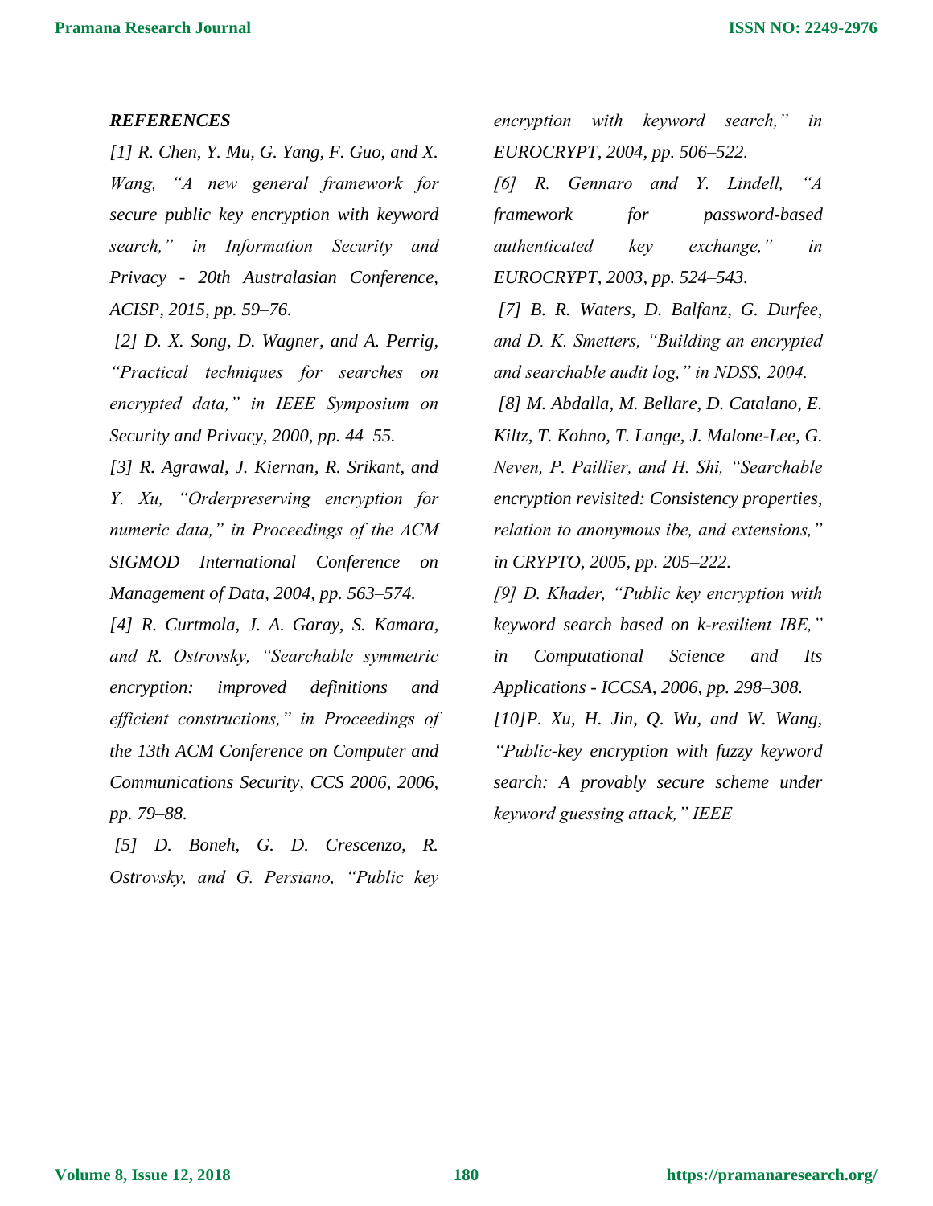***REFERENCES***

*[1] R. Chen, Y. Mu, G. Yang, F. Guo, and X. Wang, "A new general framework for secure public key encryption with keyword search," in Information Security and Privacy - 20th Australasian Conference, ACISP, 2015, pp. 59–76.*

*[2] D. X. Song, D. Wagner, and A. Perrig, "Practical techniques for searches on encrypted data," in IEEE Symposium on Security and Privacy, 2000, pp. 44–55.*

*[3] R. Agrawal, J. Kiernan, R. Srikant, and Y. Xu, "Orderpreserving encryption for numeric data," in Proceedings of the ACM SIGMOD International Conference on Management of Data, 2004, pp. 563–574.*

*[4] R. Curtmola, J. A. Garay, S. Kamara, and R. Ostrovsky, "Searchable symmetric encryption: improved definitions and efficient constructions," in Proceedings of the 13th ACM Conference on Computer and Communications Security, CCS 2006, 2006, pp. 79–88.*

*[5] D. Boneh, G. D. Crescenzo, R. Ostrovsky, and G. Persiano, "Public key encryption with keyword search," in EUROCRYPT, 2004, pp. 506–522.*

*[6] R. Gennaro and Y. Lindell, "A framework for password-based authenticated key exchange," in EUROCRYPT, 2003, pp. 524–543.*

*[7] B. R. Waters, D. Balfanz, G. Durfee, and D. K. Smetters, "Building an encrypted and searchable audit log," in NDSS, 2004.*

*[8] M. Abdalla, M. Bellare, D. Catalano, E. Kiltz, T. Kohno, T. Lange, J. Malone-Lee, G. Neven, P. Paillier, and H. Shi, "Searchable encryption revisited: Consistency properties, relation to anonymous ibe, and extensions," in CRYPTO, 2005, pp. 205–222.*

*[9] D. Khader, "Public key encryption with keyword search based on k-resilient IBE," in Computational Science and Its Applications - ICCSA, 2006, pp. 298–308.*

*[10]P. Xu, H. Jin, Q. Wu, and W. Wang, "Public-key encryption with fuzzy keyword search: A provably secure scheme under keyword guessing attack," IEEE*